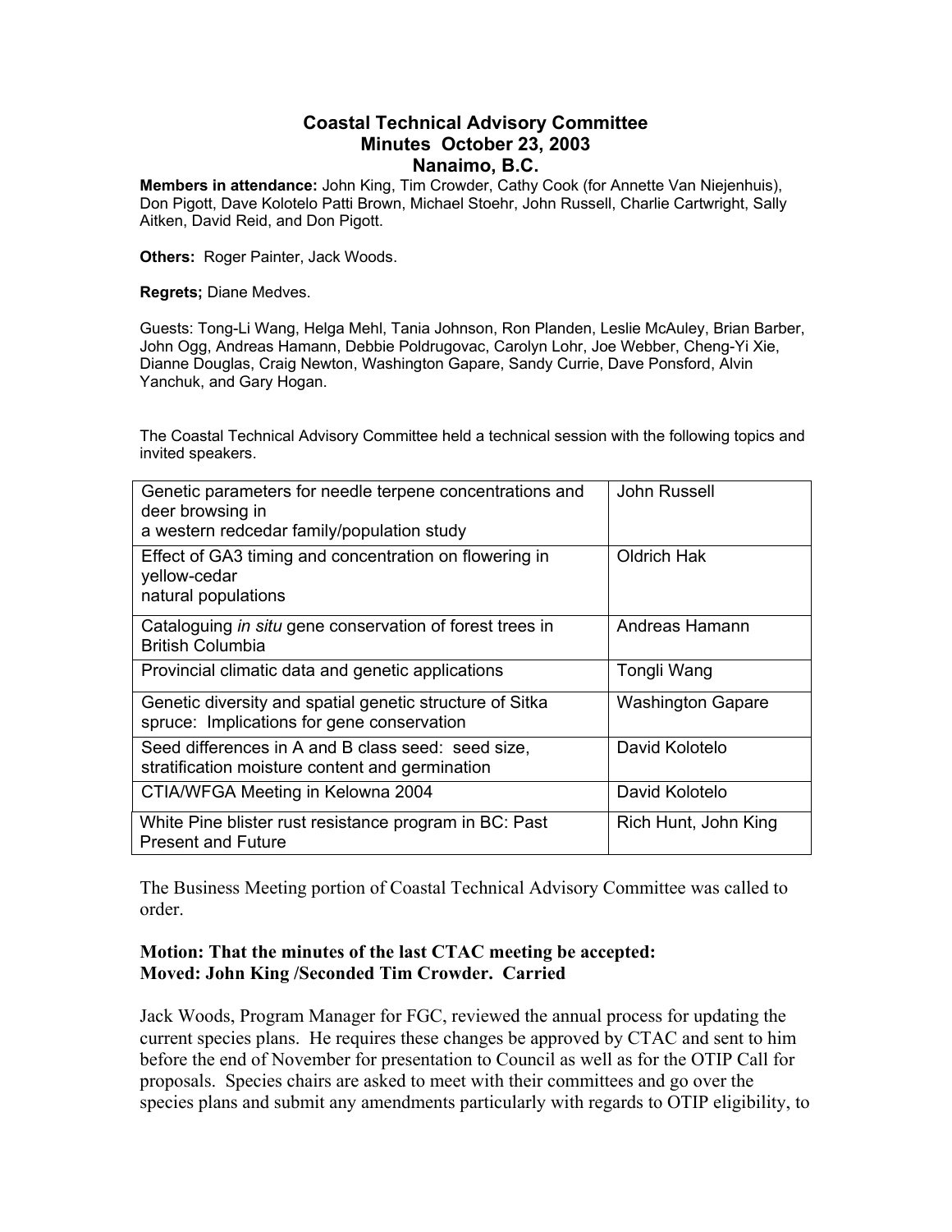# Coastal Technical Advisory Committee
## Minutes October 23, 2003
## Nanaimo, B.C.

**Members in attendance:** John King, Tim Crowder, Cathy Cook (for Annette Van Niejenhuis), Don Pigott, Dave Kolotelo Patti Brown, Michael Stoehr, John Russell, Charlie Cartwright, Sally Aitken, David Reid, and Don Pigott.

**Others:** Roger Painter, Jack Woods.

**Regrets;** Diane Medves.

Guests: Tong-Li Wang, Helga Mehl, Tania Johnson, Ron Planden, Leslie McAuley, Brian Barber, John Ogg, Andreas Hamann, Debbie Poldrugovac, Carolyn Lohr, Joe Webber, Cheng-Yi Xie, Dianne Douglas, Craig Newton, Washington Gapare, Sandy Currie, Dave Ponsford, Alvin Yanchuk, and Gary Hogan.

The Coastal Technical Advisory Committee held a technical session with the following topics and invited speakers.

| Topic | Speaker |
|---|---|
| Genetic parameters for needle terpene concentrations and deer browsing in a western redcedar family/population study | John Russell |
| Effect of GA3 timing and concentration on flowering in yellow-cedar natural populations | Oldrich Hak |
| Cataloguing *in situ* gene conservation of forest trees in British Columbia | Andreas Hamann |
| Provincial climatic data and genetic applications | Tongli Wang |
| Genetic diversity and spatial genetic structure of Sitka spruce: Implications for gene conservation | Washington Gapare |
| Seed differences in A and B class seed: seed size, stratification moisture content and germination | David Kolotelo |
| CTIA/WFGA Meeting in Kelowna 2004 | David Kolotelo |
| White Pine blister rust resistance program in BC: Past Present and Future | Rich Hunt, John King |

The Business Meeting portion of Coastal Technical Advisory Committee was called to order.

**Motion: That the minutes of the last CTAC meeting be accepted:**
**Moved: John King /Seconded Tim Crowder. Carried**

Jack Woods, Program Manager for FGC, reviewed the annual process for updating the current species plans. He requires these changes be approved by CTAC and sent to him before the end of November for presentation to Council as well as for the OTIP Call for proposals. Species chairs are asked to meet with their committees and go over the species plans and submit any amendments particularly with regards to OTIP eligibility, to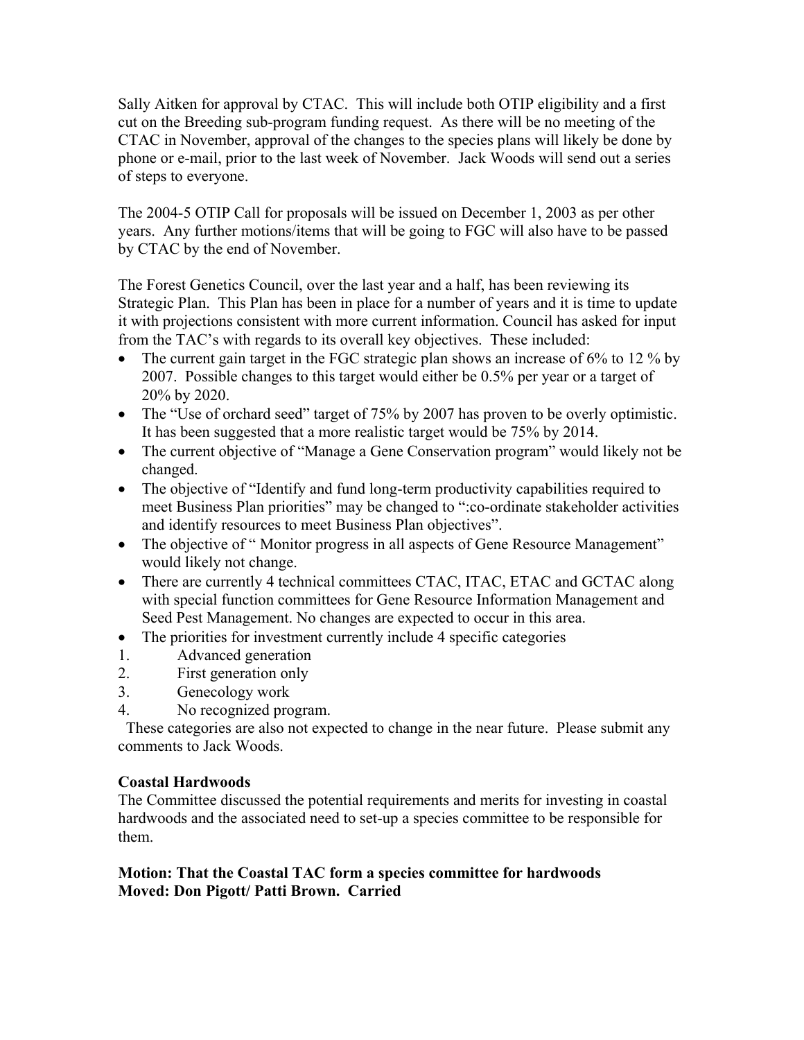Sally Aitken for approval by CTAC. This will include both OTIP eligibility and a first cut on the Breeding sub-program funding request. As there will be no meeting of the CTAC in November, approval of the changes to the species plans will likely be done by phone or e-mail, prior to the last week of November. Jack Woods will send out a series of steps to everyone.

The 2004-5 OTIP Call for proposals will be issued on December 1, 2003 as per other years. Any further motions/items that will be going to FGC will also have to be passed by CTAC by the end of November.

The Forest Genetics Council, over the last year and a half, has been reviewing its Strategic Plan. This Plan has been in place for a number of years and it is time to update it with projections consistent with more current information. Council has asked for input from the TAC's with regards to its overall key objectives. These included:

- The current gain target in the FGC strategic plan shows an increase of 6% to 12 % by 2007. Possible changes to this target would either be 0.5% per year or a target of 20% by 2020.
- The "Use of orchard seed" target of 75% by 2007 has proven to be overly optimistic. It has been suggested that a more realistic target would be 75% by 2014.
- The current objective of "Manage a Gene Conservation program" would likely not be changed.
- The objective of "Identify and fund long-term productivity capabilities required to meet Business Plan priorities" may be changed to ":co-ordinate stakeholder activities and identify resources to meet Business Plan objectives".
- The objective of " Monitor progress in all aspects of Gene Resource Management" would likely not change.
- There are currently 4 technical committees CTAC, ITAC, ETAC and GCTAC along with special function committees for Gene Resource Information Management and Seed Pest Management. No changes are expected to occur in this area.
- The priorities for investment currently include 4 specific categories

1. Advanced generation
2. First generation only
3. Genecology work
4. No recognized program.

These categories are also not expected to change in the near future. Please submit any comments to Jack Woods.

**Coastal Hardwoods**

The Committee discussed the potential requirements and merits for investing in coastal hardwoods and the associated need to set-up a species committee to be responsible for them.

**Motion: That the Coastal TAC form a species committee for hardwoods**
**Moved: Don Pigott/ Patti Brown. Carried**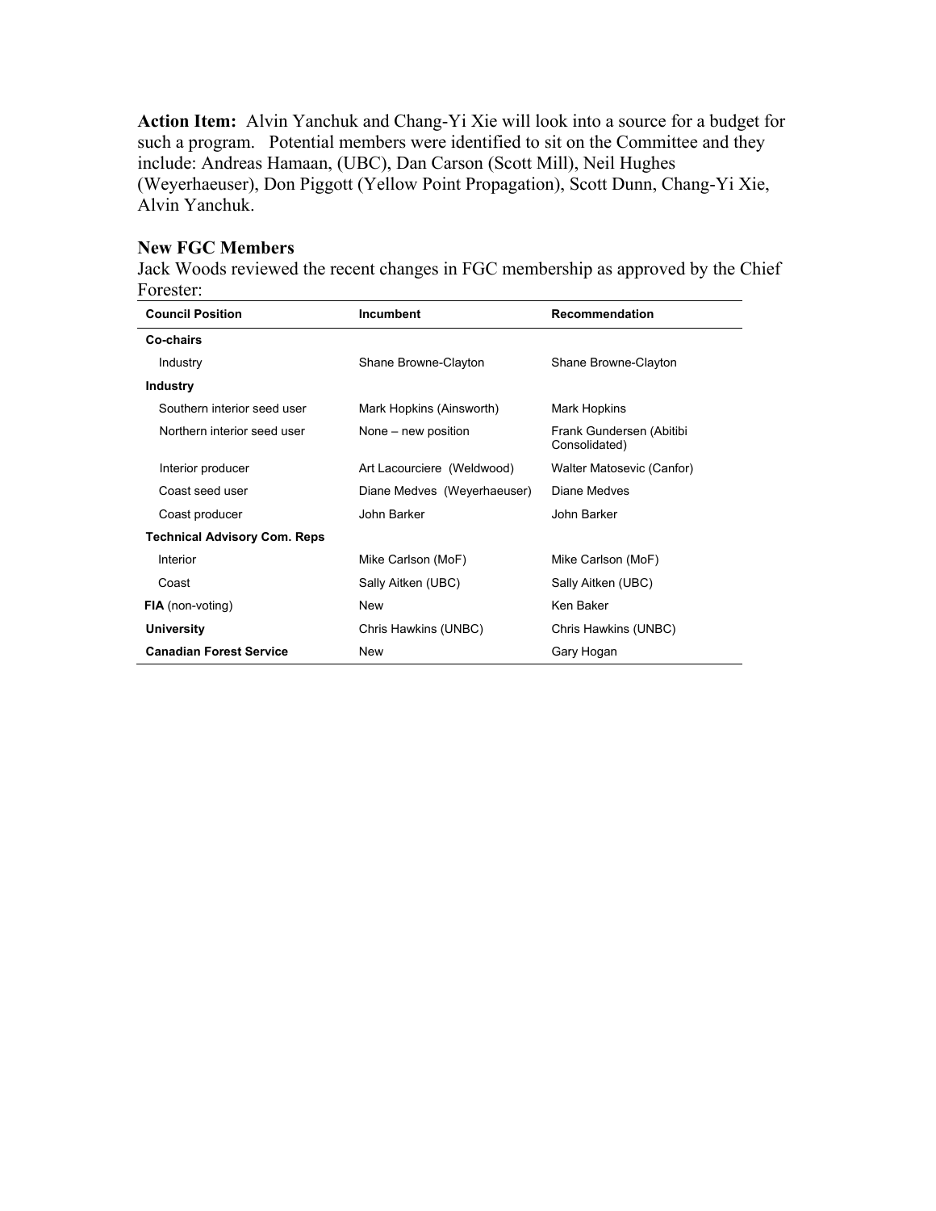**Action Item:** Alvin Yanchuk and Chang-Yi Xie will look into a source for a budget for such a program. Potential members were identified to sit on the Committee and they include: Andreas Hamaan, (UBC), Dan Carson (Scott Mill), Neil Hughes (Weyerhaeuser), Don Piggott (Yellow Point Propagation), Scott Dunn, Chang-Yi Xie, Alvin Yanchuk.

### New FGC Members

Jack Woods reviewed the recent changes in FGC membership as approved by the Chief Forester:

| Council Position | Incumbent | Recommendation |
|---|---|---|
| **Co-chairs** | | |
| Industry | Shane Browne-Clayton | Shane Browne-Clayton |
| **Industry** | | |
| Southern interior seed user | Mark Hopkins (Ainsworth) | Mark Hopkins |
| Northern interior seed user | None – new position | Frank Gundersen (Abitibi Consolidated) |
| Interior producer | Art Lacourciere (Weldwood) | Walter Matosevic (Canfor) |
| Coast seed user | Diane Medves (Weyerhaeuser) | Diane Medves |
| Coast producer | John Barker | John Barker |
| **Technical Advisory Com. Reps** | | |
| Interior | Mike Carlson (MoF) | Mike Carlson (MoF) |
| Coast | Sally Aitken (UBC) | Sally Aitken (UBC) |
| **FIA** (non-voting) | New | Ken Baker |
| **University** | Chris Hawkins (UNBC) | Chris Hawkins (UNBC) |
| **Canadian Forest Service** | New | Gary Hogan |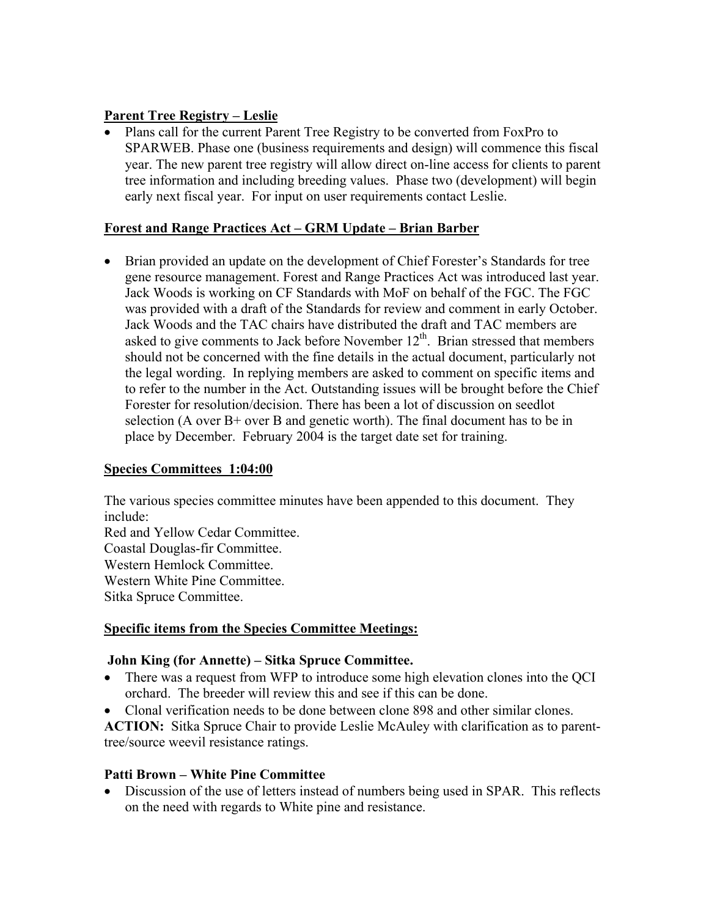**Parent Tree Registry – Leslie**

- Plans call for the current Parent Tree Registry to be converted from FoxPro to SPARWEB. Phase one (business requirements and design) will commence this fiscal year. The new parent tree registry will allow direct on-line access for clients to parent tree information and including breeding values. Phase two (development) will begin early next fiscal year. For input on user requirements contact Leslie.

**Forest and Range Practices Act – GRM Update – Brian Barber**

- Brian provided an update on the development of Chief Forester's Standards for tree gene resource management. Forest and Range Practices Act was introduced last year. Jack Woods is working on CF Standards with MoF on behalf of the FGC. The FGC was provided with a draft of the Standards for review and comment in early October. Jack Woods and the TAC chairs have distributed the draft and TAC members are asked to give comments to Jack before November 12th. Brian stressed that members should not be concerned with the fine details in the actual document, particularly not the legal wording. In replying members are asked to comment on specific items and to refer to the number in the Act. Outstanding issues will be brought before the Chief Forester for resolution/decision. There has been a lot of discussion on seedlot selection (A over B+ over B and genetic worth). The final document has to be in place by December. February 2004 is the target date set for training.

**Species Committees 1:04:00**

The various species committee minutes have been appended to this document. They include:
Red and Yellow Cedar Committee.
Coastal Douglas-fir Committee.
Western Hemlock Committee.
Western White Pine Committee.
Sitka Spruce Committee.

**Specific items from the Species Committee Meetings:**

**John King (for Annette) – Sitka Spruce Committee.**

- There was a request from WFP to introduce some high elevation clones into the QCI orchard. The breeder will review this and see if this can be done.
- Clonal verification needs to be done between clone 898 and other similar clones.

**ACTION:** Sitka Spruce Chair to provide Leslie McAuley with clarification as to parent-tree/source weevil resistance ratings.

**Patti Brown – White Pine Committee**

- Discussion of the use of letters instead of numbers being used in SPAR. This reflects on the need with regards to White pine and resistance.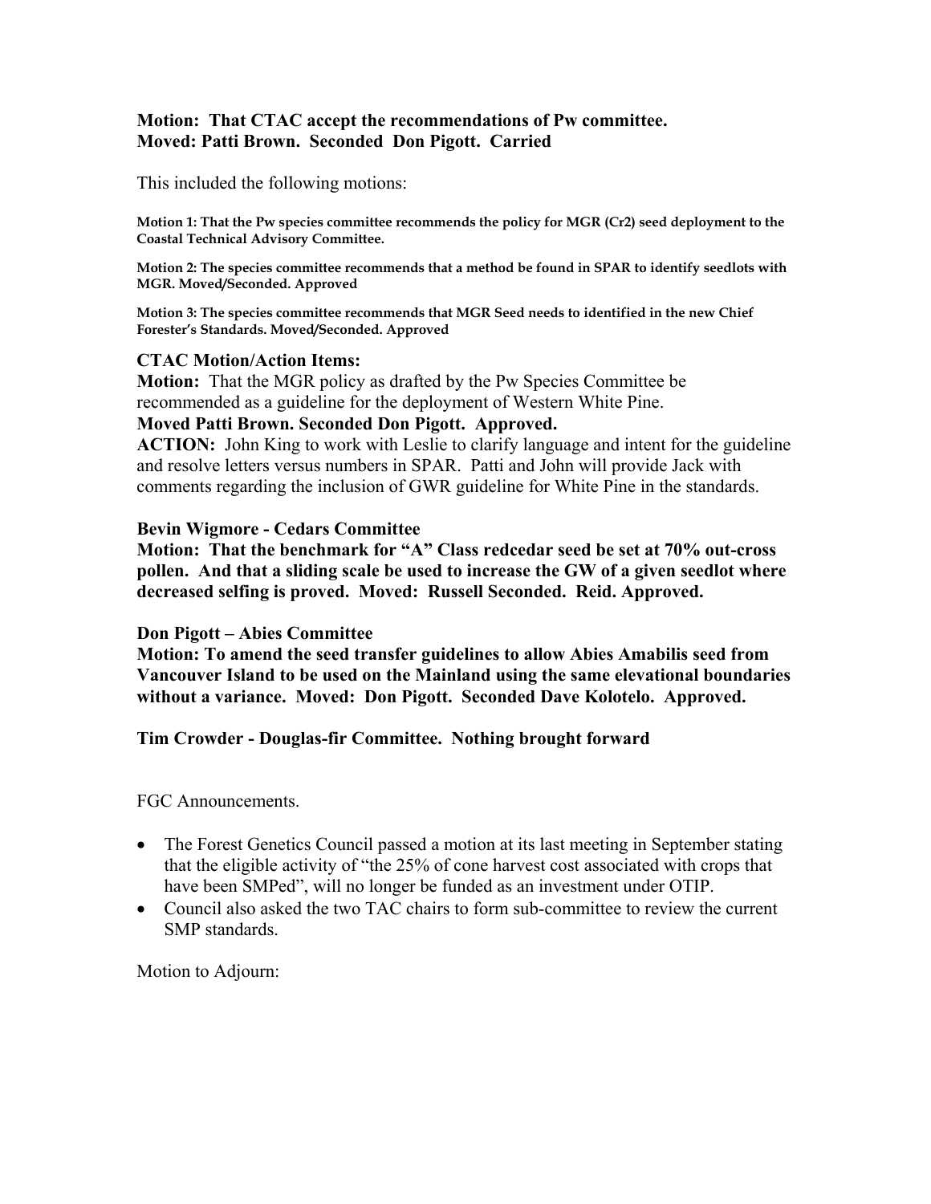**Motion: That CTAC accept the recommendations of Pw committee.**
**Moved: Patti Brown. Seconded Don Pigott. Carried**

This included the following motions:

**Motion 1: That the Pw species committee recommends the policy for MGR (Cr2) seed deployment to the Coastal Technical Advisory Committee.**

**Motion 2: The species committee recommends that a method be found in SPAR to identify seedlots with MGR. Moved/Seconded. Approved**

**Motion 3: The species committee recommends that MGR Seed needs to identified in the new Chief Forester's Standards. Moved/Seconded. Approved**

**CTAC Motion/Action Items:**
**Motion:** That the MGR policy as drafted by the Pw Species Committee be recommended as a guideline for the deployment of Western White Pine.
**Moved Patti Brown. Seconded Don Pigott. Approved.**
**ACTION:** John King to work with Leslie to clarify language and intent for the guideline and resolve letters versus numbers in SPAR. Patti and John will provide Jack with comments regarding the inclusion of GWR guideline for White Pine in the standards.

**Bevin Wigmore - Cedars Committee**
**Motion: That the benchmark for "A" Class redcedar seed be set at 70% out-cross pollen. And that a sliding scale be used to increase the GW of a given seedlot where decreased selfing is proved. Moved: Russell Seconded. Reid. Approved.**

**Don Pigott – Abies Committee**
**Motion: To amend the seed transfer guidelines to allow Abies Amabilis seed from Vancouver Island to be used on the Mainland using the same elevational boundaries without a variance. Moved: Don Pigott. Seconded Dave Kolotelo. Approved.**

**Tim Crowder - Douglas-fir Committee. Nothing brought forward**

FGC Announcements.

- The Forest Genetics Council passed a motion at its last meeting in September stating that the eligible activity of "the 25% of cone harvest cost associated with crops that have been SMPed", will no longer be funded as an investment under OTIP.
- Council also asked the two TAC chairs to form sub-committee to review the current SMP standards.

Motion to Adjourn: